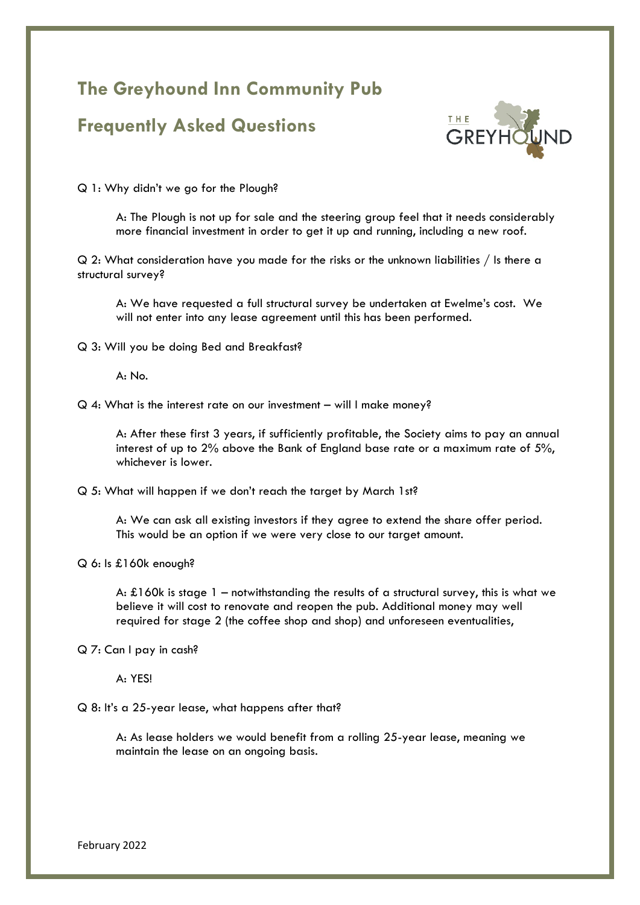# The Greyhound Inn Community Pub

## Frequently Asked Questions

Q 1: Why didn't we go for the Plough?

> A: The Plough is not up for sale and the steering group feel that it needs considerably more financial investment in order to get it up and running, including a new roof.

Q 2: What consideration have you made for the risks or the unknown liabilities / Is there a structural survey?

> A: We have requested a full structural survey be undertaken at Ewelme's cost. We will not enter into any lease agreement until this has been performed.

Q 3: Will you be doing Bed and Breakfast?

> A: No.

Q 4: What is the interest rate on our investment – will I make money?

> A: After these first 3 years, if sufficiently profitable, the Society aims to pay an annual interest of up to 2% above the Bank of England base rate or a maximum rate of 5%, whichever is lower.

Q 5: What will happen if we don't reach the target by March 1st?

> A: We can ask all existing investors if they agree to extend the share offer period. This would be an option if we were very close to our target amount.

Q 6: Is £160k enough?

> A: £160k is stage 1 – notwithstanding the results of a structural survey, this is what we believe it will cost to renovate and reopen the pub. Additional money may well required for stage 2 (the coffee shop and shop) and unforeseen eventualities,

Q 7: Can I pay in cash?

> A: YES!

Q 8: It's a 25-year lease, what happens after that?

> A: As lease holders we would benefit from a rolling 25-year lease, meaning we maintain the lease on an ongoing basis.

February 2022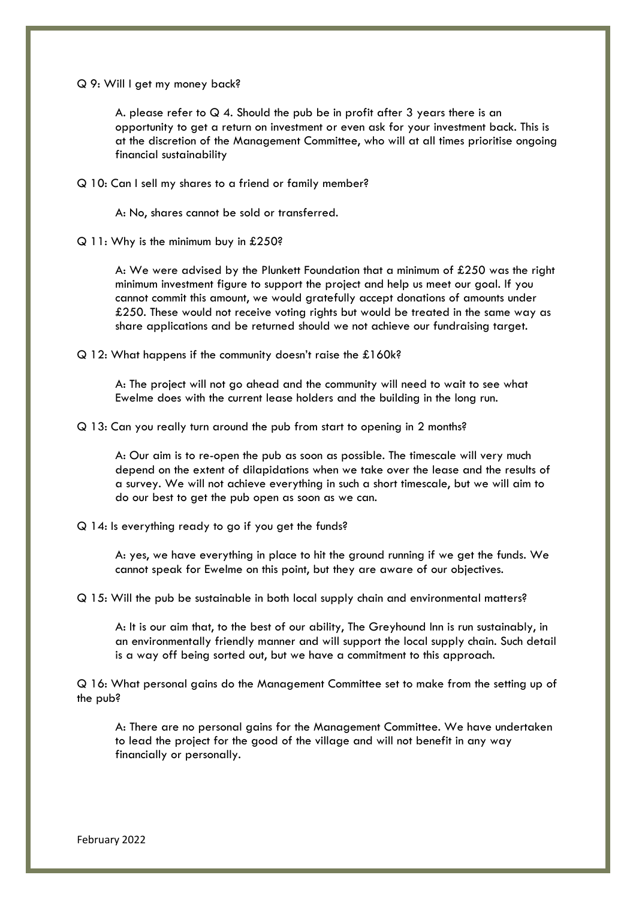Q 9: Will I get my money back?

A. please refer to Q 4. Should the pub be in profit after 3 years there is an opportunity to get a return on investment or even ask for your investment back. This is at the discretion of the Management Committee, who will at all times prioritise ongoing financial sustainability

Q 10: Can I sell my shares to a friend or family member?

A: No, shares cannot be sold or transferred.

Q 11: Why is the minimum buy in £250?

A: We were advised by the Plunkett Foundation that a minimum of £250 was the right minimum investment figure to support the project and help us meet our goal. If you cannot commit this amount, we would gratefully accept donations of amounts under £250. These would not receive voting rights but would be treated in the same way as share applications and be returned should we not achieve our fundraising target.

Q 12: What happens if the community doesn't raise the £160k?

A: The project will not go ahead and the community will need to wait to see what Ewelme does with the current lease holders and the building in the long run.

Q 13: Can you really turn around the pub from start to opening in 2 months?

A: Our aim is to re-open the pub as soon as possible. The timescale will very much depend on the extent of dilapidations when we take over the lease and the results of a survey. We will not achieve everything in such a short timescale, but we will aim to do our best to get the pub open as soon as we can.

Q 14: Is everything ready to go if you get the funds?

A: yes, we have everything in place to hit the ground running if we get the funds. We cannot speak for Ewelme on this point, but they are aware of our objectives.

Q 15: Will the pub be sustainable in both local supply chain and environmental matters?

A: It is our aim that, to the best of our ability, The Greyhound Inn is run sustainably, in an environmentally friendly manner and will support the local supply chain. Such detail is a way off being sorted out, but we have a commitment to this approach.

Q 16: What personal gains do the Management Committee set to make from the setting up of the pub?

A: There are no personal gains for the Management Committee. We have undertaken to lead the project for the good of the village and will not benefit in any way financially or personally.

February 2022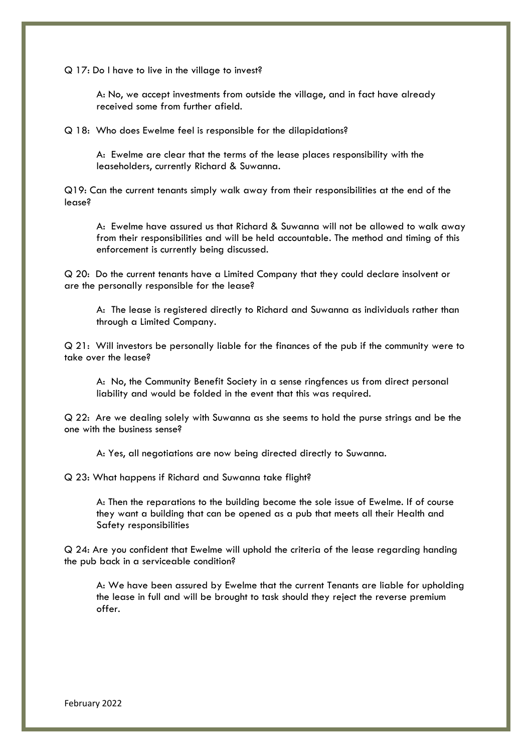Q 17: Do I have to live in the village to invest?

A: No, we accept investments from outside the village, and in fact have already received some from further afield.

Q 18: Who does Ewelme feel is responsible for the dilapidations?

A: Ewelme are clear that the terms of the lease places responsibility with the leaseholders, currently Richard & Suwanna.

Q19: Can the current tenants simply walk away from their responsibilities at the end of the lease?

A: Ewelme have assured us that Richard & Suwanna will not be allowed to walk away from their responsibilities and will be held accountable. The method and timing of this enforcement is currently being discussed.

Q 20: Do the current tenants have a Limited Company that they could declare insolvent or are the personally responsible for the lease?

A: The lease is registered directly to Richard and Suwanna as individuals rather than through a Limited Company.

Q 21: Will investors be personally liable for the finances of the pub if the community were to take over the lease?

A: No, the Community Benefit Society in a sense ringfences us from direct personal liability and would be folded in the event that this was required.

Q 22: Are we dealing solely with Suwanna as she seems to hold the purse strings and be the one with the business sense?

A: Yes, all negotiations are now being directed directly to Suwanna.

Q 23: What happens if Richard and Suwanna take flight?

A: Then the reparations to the building become the sole issue of Ewelme. If of course they want a building that can be opened as a pub that meets all their Health and Safety responsibilities

Q 24: Are you confident that Ewelme will uphold the criteria of the lease regarding handing the pub back in a serviceable condition?

A: We have been assured by Ewelme that the current Tenants are liable for upholding the lease in full and will be brought to task should they reject the reverse premium offer.

February 2022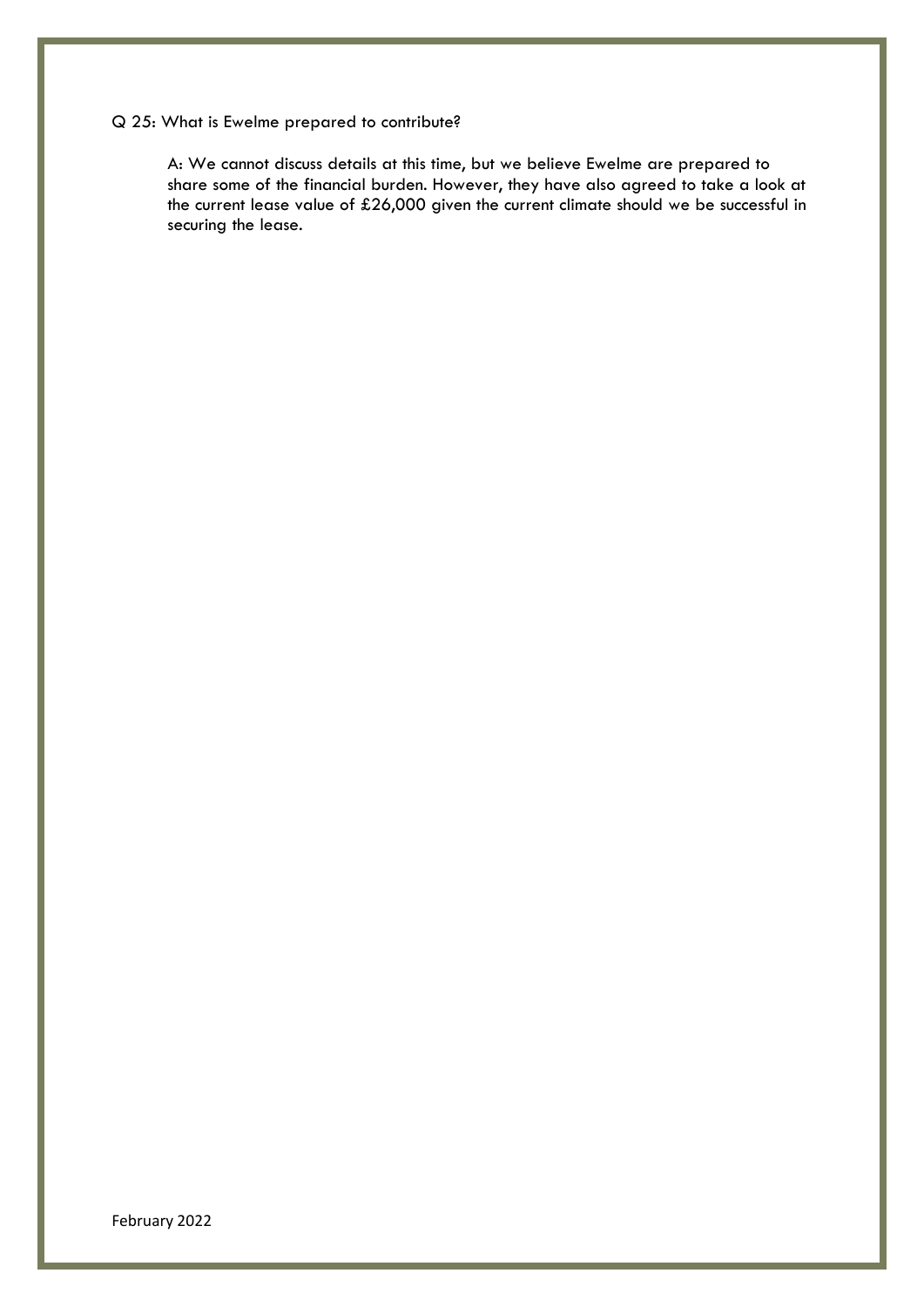Q 25: What is Ewelme prepared to contribute?

A: We cannot discuss details at this time, but we believe Ewelme are prepared to share some of the financial burden. However, they have also agreed to take a look at the current lease value of £26,000 given the current climate should we be successful in securing the lease.

February 2022